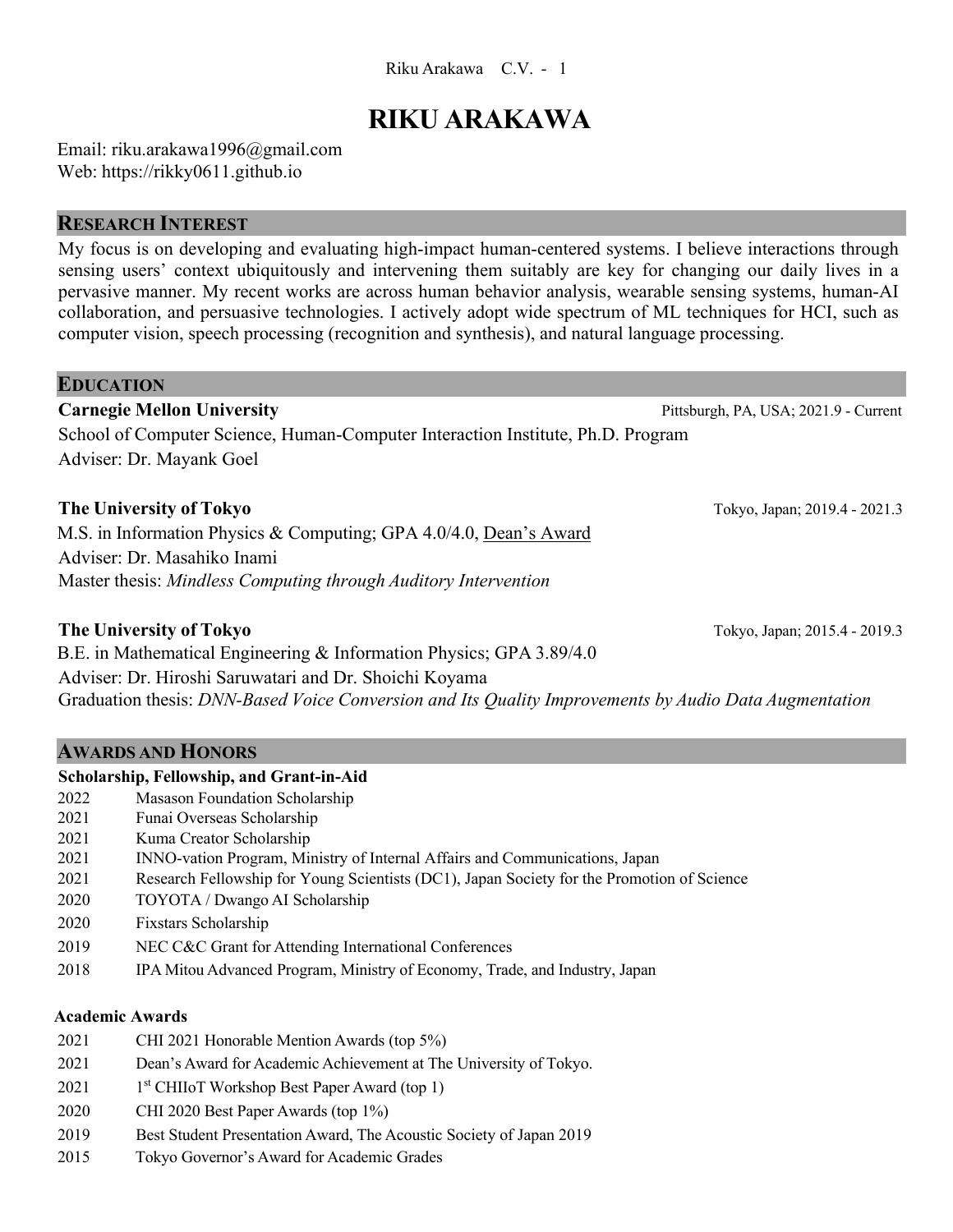# RIKU ARAKAWA

Email: riku.arakawa1996@gmail.com
Web: https://rikky0611.github.io

## RESEARCH INTEREST

My focus is on developing and evaluating high-impact human-centered systems. I believe interactions through sensing users' context ubiquitously and intervening them suitably are key for changing our daily lives in a pervasive manner. My recent works are across human behavior analysis, wearable sensing systems, human-AI collaboration, and persuasive technologies. I actively adopt wide spectrum of ML techniques for HCI, such as computer vision, speech processing (recognition and synthesis), and natural language processing.

## EDUCATION

**Carnegie Mellon University** — Pittsburgh, PA, USA; 2021.9 - Current
School of Computer Science, Human-Computer Interaction Institute, Ph.D. Program
Adviser: Dr. Mayank Goel

**The University of Tokyo** — Tokyo, Japan; 2019.4 - 2021.3
M.S. in Information Physics & Computing; GPA 4.0/4.0, Dean's Award
Adviser: Dr. Masahiko Inami
Master thesis: *Mindless Computing through Auditory Intervention*

**The University of Tokyo** — Tokyo, Japan; 2015.4 - 2019.3
B.E. in Mathematical Engineering & Information Physics; GPA 3.89/4.0
Adviser: Dr. Hiroshi Saruwatari and Dr. Shoichi Koyama
Graduation thesis: *DNN-Based Voice Conversion and Its Quality Improvements by Audio Data Augmentation*

## AWARDS AND HONORS

### Scholarship, Fellowship, and Grant-in-Aid

- 2022 Masason Foundation Scholarship
- 2021 Funai Overseas Scholarship
- 2021 Kuma Creator Scholarship
- 2021 INNO-vation Program, Ministry of Internal Affairs and Communications, Japan
- 2021 Research Fellowship for Young Scientists (DC1), Japan Society for the Promotion of Science
- 2020 TOYOTA / Dwango AI Scholarship
- 2020 Fixstars Scholarship
- 2019 NEC C&C Grant for Attending International Conferences
- 2018 IPA Mitou Advanced Program, Ministry of Economy, Trade, and Industry, Japan

### Academic Awards

- 2021 CHI 2021 Honorable Mention Awards (top 5%)
- 2021 Dean's Award for Academic Achievement at The University of Tokyo.
- 2021 1st CHIIoT Workshop Best Paper Award (top 1)
- 2020 CHI 2020 Best Paper Awards (top 1%)
- 2019 Best Student Presentation Award, The Acoustic Society of Japan 2019
- 2015 Tokyo Governor's Award for Academic Grades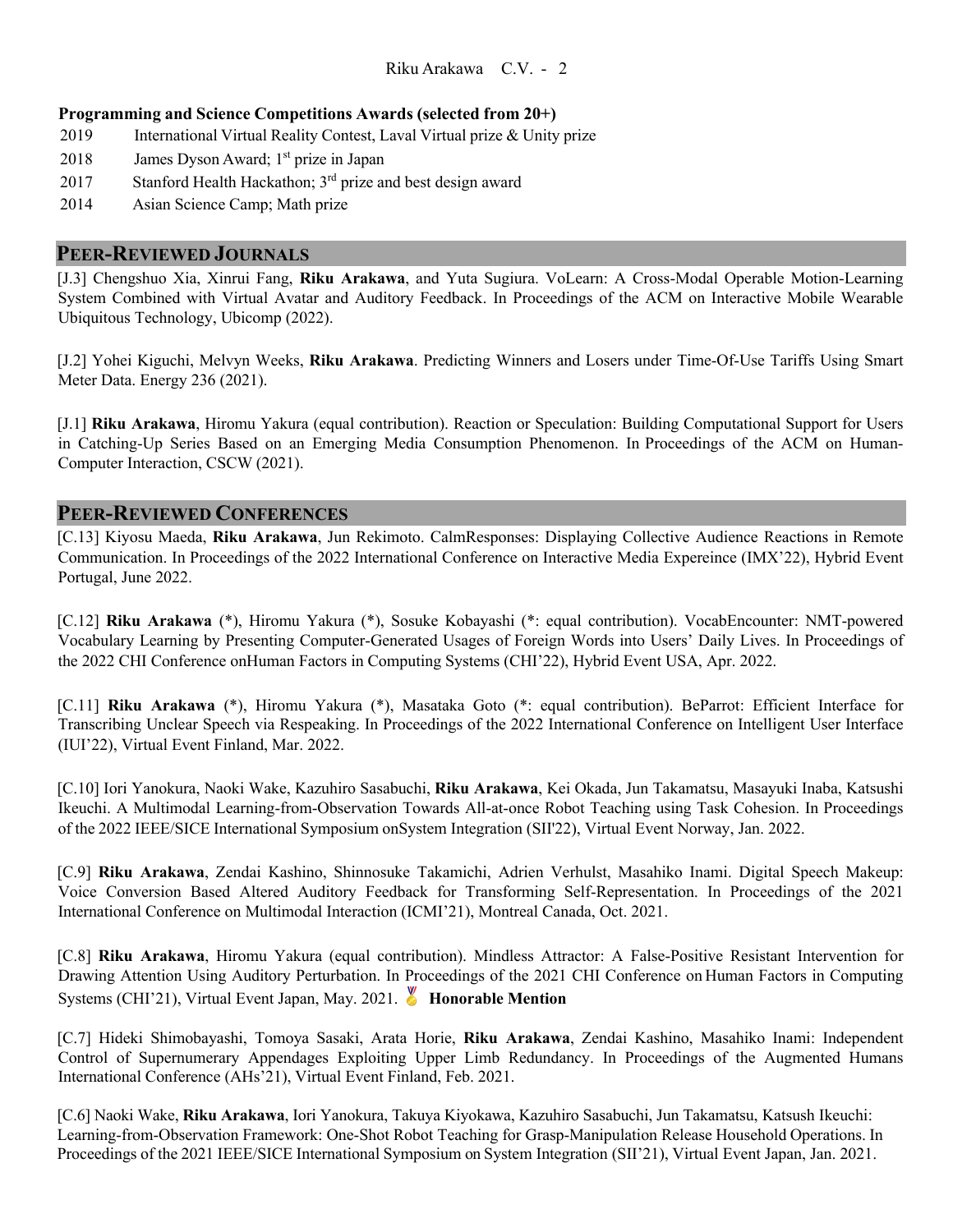### Programming and Science Competitions Awards (selected from 20+)

2019 International Virtual Reality Contest, Laval Virtual prize & Unity prize

2018 James Dyson Award; 1st prize in Japan

2017 Stanford Health Hackathon; 3rd prize and best design award

2014 Asian Science Camp; Math prize

## PEER-REVIEWED JOURNALS

[J.3] Chengshuo Xia, Xinrui Fang, **Riku Arakawa**, and Yuta Sugiura. VoLearn: A Cross-Modal Operable Motion-Learning System Combined with Virtual Avatar and Auditory Feedback. In Proceedings of the ACM on Interactive Mobile Wearable Ubiquitous Technology, Ubicomp (2022).

[J.2] Yohei Kiguchi, Melvyn Weeks, **Riku Arakawa**. Predicting Winners and Losers under Time-Of-Use Tariffs Using Smart Meter Data. Energy 236 (2021).

[J.1] **Riku Arakawa**, Hiromu Yakura (equal contribution). Reaction or Speculation: Building Computational Support for Users in Catching-Up Series Based on an Emerging Media Consumption Phenomenon. In Proceedings of the ACM on Human-Computer Interaction, CSCW (2021).

## PEER-REVIEWED CONFERENCES

[C.13] Kiyosu Maeda, **Riku Arakawa**, Jun Rekimoto. CalmResponses: Displaying Collective Audience Reactions in Remote Communication. In Proceedings of the 2022 International Conference on Interactive Media Expereince (IMX'22), Hybrid Event Portugal, June 2022.

[C.12] **Riku Arakawa** (*), Hiromu Yakura (*), Sosuke Kobayashi (*: equal contribution). VocabEncounter: NMT-powered Vocabulary Learning by Presenting Computer-Generated Usages of Foreign Words into Users' Daily Lives. In Proceedings of the 2022 CHI Conference onHuman Factors in Computing Systems (CHI'22), Hybrid Event USA, Apr. 2022.

[C.11] **Riku Arakawa** (*), Hiromu Yakura (*), Masataka Goto (*: equal contribution). BeParrot: Efficient Interface for Transcribing Unclear Speech via Respeaking. In Proceedings of the 2022 International Conference on Intelligent User Interface (IUI'22), Virtual Event Finland, Mar. 2022.

[C.10] Iori Yanokura, Naoki Wake, Kazuhiro Sasabuchi, **Riku Arakawa**, Kei Okada, Jun Takamatsu, Masayuki Inaba, Katsushi Ikeuchi. A Multimodal Learning-from-Observation Towards All-at-once Robot Teaching using Task Cohesion. In Proceedings of the 2022 IEEE/SICE International Symposium onSystem Integration (SII'22), Virtual Event Norway, Jan. 2022.

[C.9] **Riku Arakawa**, Zendai Kashino, Shinnosuke Takamichi, Adrien Verhulst, Masahiko Inami. Digital Speech Makeup: Voice Conversion Based Altered Auditory Feedback for Transforming Self-Representation. In Proceedings of the 2021 International Conference on Multimodal Interaction (ICMI'21), Montreal Canada, Oct. 2021.

[C.8] **Riku Arakawa**, Hiromu Yakura (equal contribution). Mindless Attractor: A False-Positive Resistant Intervention for Drawing Attention Using Auditory Perturbation. In Proceedings of the 2021 CHI Conference on Human Factors in Computing Systems (CHI'21), Virtual Event Japan, May. 2021. 🏅 **Honorable Mention**

[C.7] Hideki Shimobayashi, Tomoya Sasaki, Arata Horie, **Riku Arakawa**, Zendai Kashino, Masahiko Inami: Independent Control of Supernumerary Appendages Exploiting Upper Limb Redundancy. In Proceedings of the Augmented Humans International Conference (AHs'21), Virtual Event Finland, Feb. 2021.

[C.6] Naoki Wake, **Riku Arakawa**, Iori Yanokura, Takuya Kiyokawa, Kazuhiro Sasabuchi, Jun Takamatsu, Katsush Ikeuchi: Learning-from-Observation Framework: One-Shot Robot Teaching for Grasp-Manipulation Release Household Operations. In Proceedings of the 2021 IEEE/SICE International Symposium on System Integration (SII'21), Virtual Event Japan, Jan. 2021.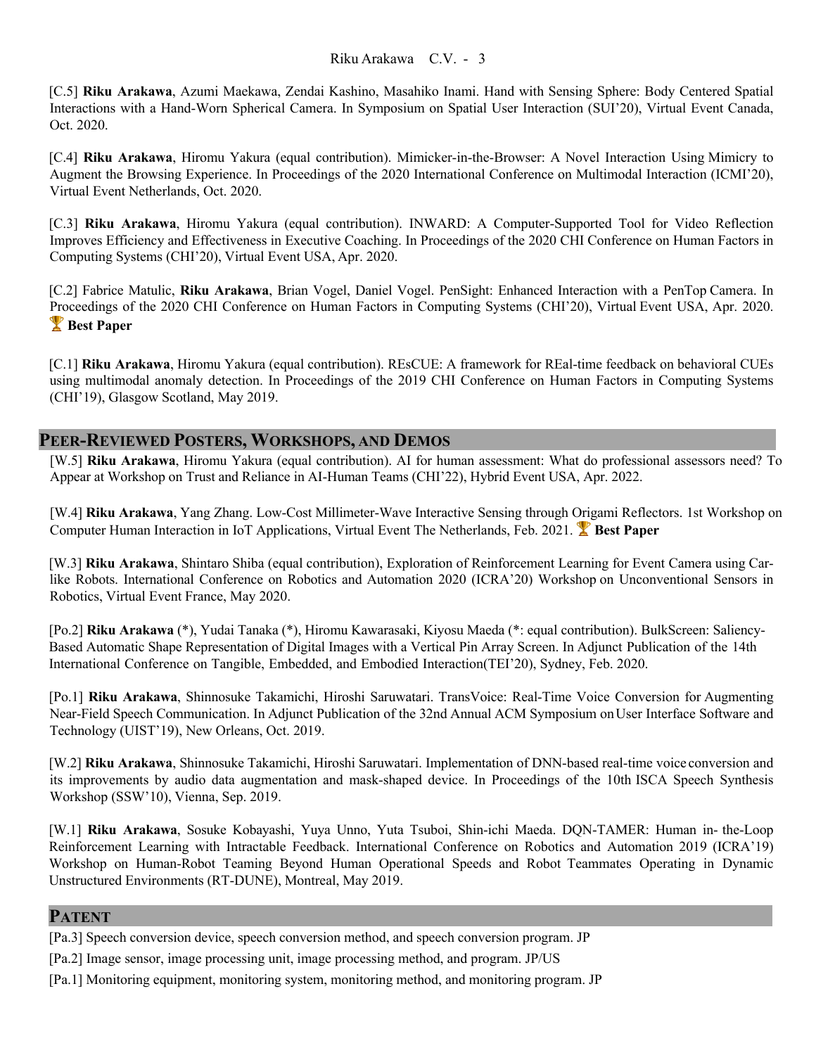[C.5] **Riku Arakawa**, Azumi Maekawa, Zendai Kashino, Masahiko Inami. Hand with Sensing Sphere: Body Centered Spatial Interactions with a Hand-Worn Spherical Camera. In Symposium on Spatial User Interaction (SUI'20), Virtual Event Canada, Oct. 2020.

[C.4] **Riku Arakawa**, Hiromu Yakura (equal contribution). Mimicker-in-the-Browser: A Novel Interaction Using Mimicry to Augment the Browsing Experience. In Proceedings of the 2020 International Conference on Multimodal Interaction (ICMI'20), Virtual Event Netherlands, Oct. 2020.

[C.3] **Riku Arakawa**, Hiromu Yakura (equal contribution). INWARD: A Computer-Supported Tool for Video Reflection Improves Efficiency and Effectiveness in Executive Coaching. In Proceedings of the 2020 CHI Conference on Human Factors in Computing Systems (CHI'20), Virtual Event USA, Apr. 2020.

[C.2] Fabrice Matulic, **Riku Arakawa**, Brian Vogel, Daniel Vogel. PenSight: Enhanced Interaction with a PenTop Camera. In Proceedings of the 2020 CHI Conference on Human Factors in Computing Systems (CHI'20), Virtual Event USA, Apr. 2020. 🏆 **Best Paper**

[C.1] **Riku Arakawa**, Hiromu Yakura (equal contribution). REsCUE: A framework for REal-time feedback on behavioral CUEs using multimodal anomaly detection. In Proceedings of the 2019 CHI Conference on Human Factors in Computing Systems (CHI'19), Glasgow Scotland, May 2019.

## Peer-Reviewed Posters, Workshops, and Demos

[W.5] **Riku Arakawa**, Hiromu Yakura (equal contribution). AI for human assessment: What do professional assessors need? To Appear at Workshop on Trust and Reliance in AI-Human Teams (CHI'22), Hybrid Event USA, Apr. 2022.

[W.4] **Riku Arakawa**, Yang Zhang. Low-Cost Millimeter-Wave Interactive Sensing through Origami Reflectors. 1st Workshop on Computer Human Interaction in IoT Applications, Virtual Event The Netherlands, Feb. 2021. 🏆 **Best Paper**

[W.3] **Riku Arakawa**, Shintaro Shiba (equal contribution), Exploration of Reinforcement Learning for Event Camera using Car-like Robots. International Conference on Robotics and Automation 2020 (ICRA'20) Workshop on Unconventional Sensors in Robotics, Virtual Event France, May 2020.

[Po.2] **Riku Arakawa** (*), Yudai Tanaka (*), Hiromu Kawarasaki, Kiyosu Maeda (*: equal contribution). BulkScreen: Saliency-Based Automatic Shape Representation of Digital Images with a Vertical Pin Array Screen. In Adjunct Publication of the 14th International Conference on Tangible, Embedded, and Embodied Interaction(TEI'20), Sydney, Feb. 2020.

[Po.1] **Riku Arakawa**, Shinnosuke Takamichi, Hiroshi Saruwatari. TransVoice: Real-Time Voice Conversion for Augmenting Near-Field Speech Communication. In Adjunct Publication of the 32nd Annual ACM Symposium on User Interface Software and Technology (UIST'19), New Orleans, Oct. 2019.

[W.2] **Riku Arakawa**, Shinnosuke Takamichi, Hiroshi Saruwatari. Implementation of DNN-based real-time voice conversion and its improvements by audio data augmentation and mask-shaped device. In Proceedings of the 10th ISCA Speech Synthesis Workshop (SSW'10), Vienna, Sep. 2019.

[W.1] **Riku Arakawa**, Sosuke Kobayashi, Yuya Unno, Yuta Tsuboi, Shin-ichi Maeda. DQN-TAMER: Human in- the-Loop Reinforcement Learning with Intractable Feedback. International Conference on Robotics and Automation 2019 (ICRA'19) Workshop on Human-Robot Teaming Beyond Human Operational Speeds and Robot Teammates Operating in Dynamic Unstructured Environments (RT-DUNE), Montreal, May 2019.

## Patent

[Pa.3] Speech conversion device, speech conversion method, and speech conversion program. JP

[Pa.2] Image sensor, image processing unit, image processing method, and program. JP/US

[Pa.1] Monitoring equipment, monitoring system, monitoring method, and monitoring program. JP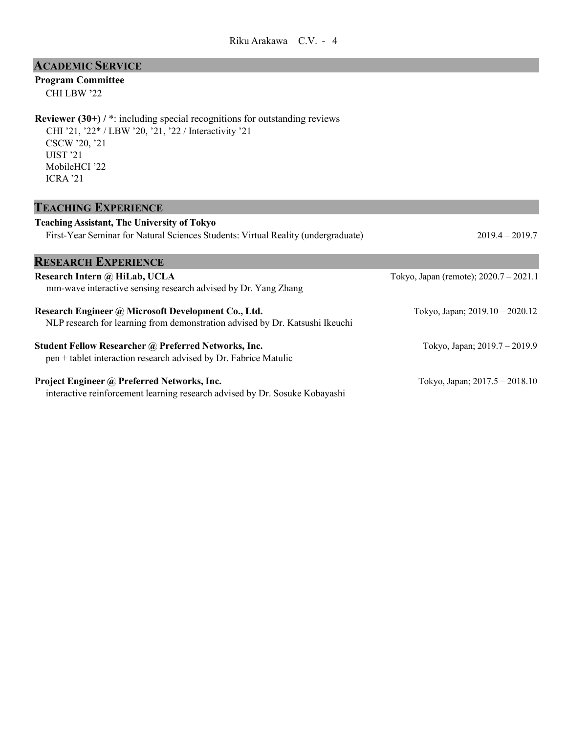## ACADEMIC SERVICE

**Program Committee**

CHI LBW ’22

**Reviewer (30+) /** *: including special recognitions for outstanding reviews

CHI ’21, ’22* / LBW ’20, ’21, ’22 / Interactivity ’21
CSCW ’20, ’21
UIST ’21
MobileHCI ’22
ICRA ’21

## TEACHING EXPERIENCE

**Teaching Assistant, The University of Tokyo**

First-Year Seminar for Natural Sciences Students: Virtual Reality (undergraduate) — 2019.4 – 2019.7

## RESEARCH EXPERIENCE

**Research Intern @ HiLab, UCLA** — Tokyo, Japan (remote); 2020.7 – 2021.1
mm-wave interactive sensing research advised by Dr. Yang Zhang

**Research Engineer @ Microsoft Development Co., Ltd.** — Tokyo, Japan; 2019.10 – 2020.12
NLP research for learning from demonstration advised by Dr. Katsushi Ikeuchi

**Student Fellow Researcher @ Preferred Networks, Inc.** — Tokyo, Japan; 2019.7 – 2019.9
pen + tablet interaction research advised by Dr. Fabrice Matulic

**Project Engineer @ Preferred Networks, Inc.** — Tokyo, Japan; 2017.5 – 2018.10
interactive reinforcement learning research advised by Dr. Sosuke Kobayashi